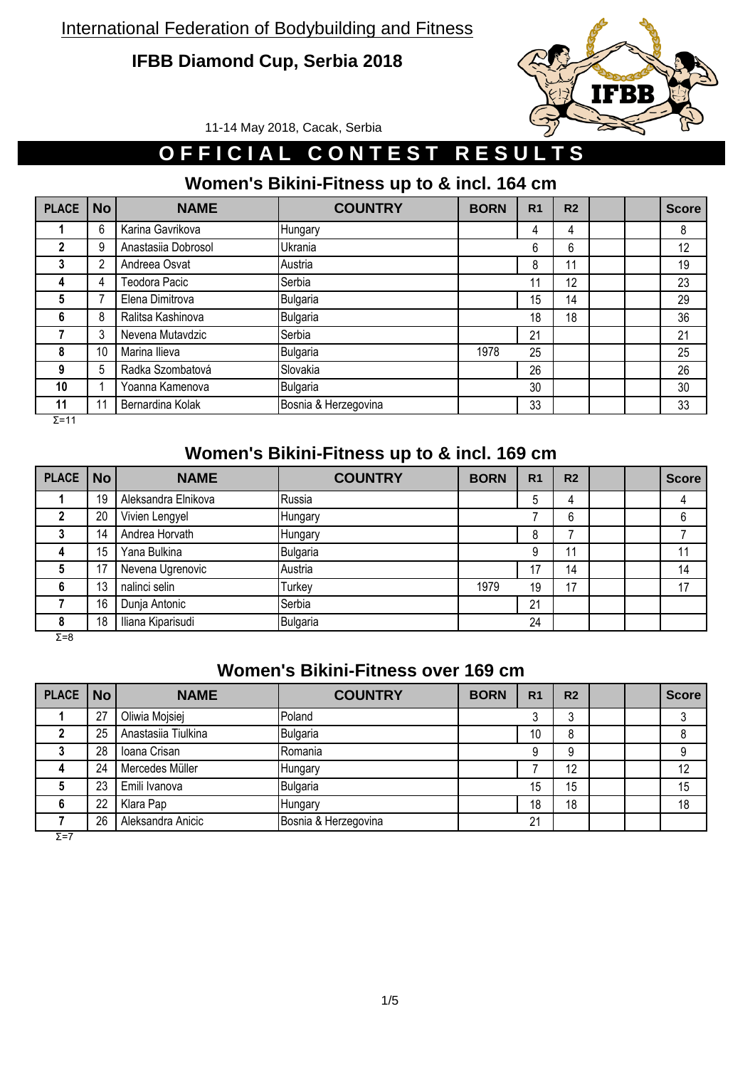International Federation of Bodybuilding and Fitness

# IFBB Diamond Cup, Serbia 2018

11-14 May 2018, Cacak, Serbia

## OFFICIAL CONTEST RESULTS

### Women's Bikini-Fitness up to & incl. 164 cm

| PLACE | No | NAME | COUNTRY | BORN | R1 | R2 | | | Score |
|---|---|---|---|---|---|---|---|---|---|
| 1 | 6 | Karina Gavrikova | Hungary | | 4 | 4 | | | 8 |
| 2 | 9 | Anastasiia Dobrosol | Ukrania | | 6 | 6 | | | 12 |
| 3 | 2 | Andreea Osvat | Austria | | 8 | 11 | | | 19 |
| 4 | 4 | Teodora Pacic | Serbia | | 11 | 12 | | | 23 |
| 5 | 7 | Elena Dimitrova | Bulgaria | | 15 | 14 | | | 29 |
| 6 | 8 | Ralitsa Kashinova | Bulgaria | | 18 | 18 | | | 36 |
| 7 | 3 | Nevena Mutavdzic | Serbia | | 21 | | | | 21 |
| 8 | 10 | Marina Ilieva | Bulgaria | 1978 | 25 | | | | 25 |
| 9 | 5 | Radka Szombatová | Slovakia | | 26 | | | | 26 |
| 10 | 1 | Yoanna Kamenova | Bulgaria | | 30 | | | | 30 |
| 11 | 11 | Bernardina Kolak | Bosnia & Herzegovina | | 33 | | | | 33 |

Σ=11

### Women's Bikini-Fitness up to & incl. 169 cm

| PLACE | No | NAME | COUNTRY | BORN | R1 | R2 | | | Score |
|---|---|---|---|---|---|---|---|---|---|
| 1 | 19 | Aleksandra Elnikova | Russia | | 5 | 4 | | | 4 |
| 2 | 20 | Vivien Lengyel | Hungary | | 7 | 6 | | | 6 |
| 3 | 14 | Andrea Horvath | Hungary | | 8 | 7 | | | 7 |
| 4 | 15 | Yana Bulkina | Bulgaria | | 9 | 11 | | | 11 |
| 5 | 17 | Nevena Ugrenovic | Austria | | 17 | 14 | | | 14 |
| 6 | 13 | nalinci selin | Turkey | 1979 | 19 | 17 | | | 17 |
| 7 | 16 | Dunja Antonic | Serbia | | 21 | | | | |
| 8 | 18 | Iliana Kiparisudi | Bulgaria | | 24 | | | | |

Σ=8

### Women's Bikini-Fitness over 169 cm

| PLACE | No | NAME | COUNTRY | BORN | R1 | R2 | | | Score |
|---|---|---|---|---|---|---|---|---|---|
| 1 | 27 | Oliwia Mojsiej | Poland | | 3 | 3 | | | 3 |
| 2 | 25 | Anastasiia Tiulkina | Bulgaria | | 10 | 8 | | | 8 |
| 3 | 28 | Ioana Crisan | Romania | | 9 | 9 | | | 9 |
| 4 | 24 | Mercedes Müller | Hungary | | 7 | 12 | | | 12 |
| 5 | 23 | Emili Ivanova | Bulgaria | | 15 | 15 | | | 15 |
| 6 | 22 | Klara Pap | Hungary | | 18 | 18 | | | 18 |
| 7 | 26 | Aleksandra Anicic | Bosnia & Herzegovina | | 21 | | | | |

Σ=7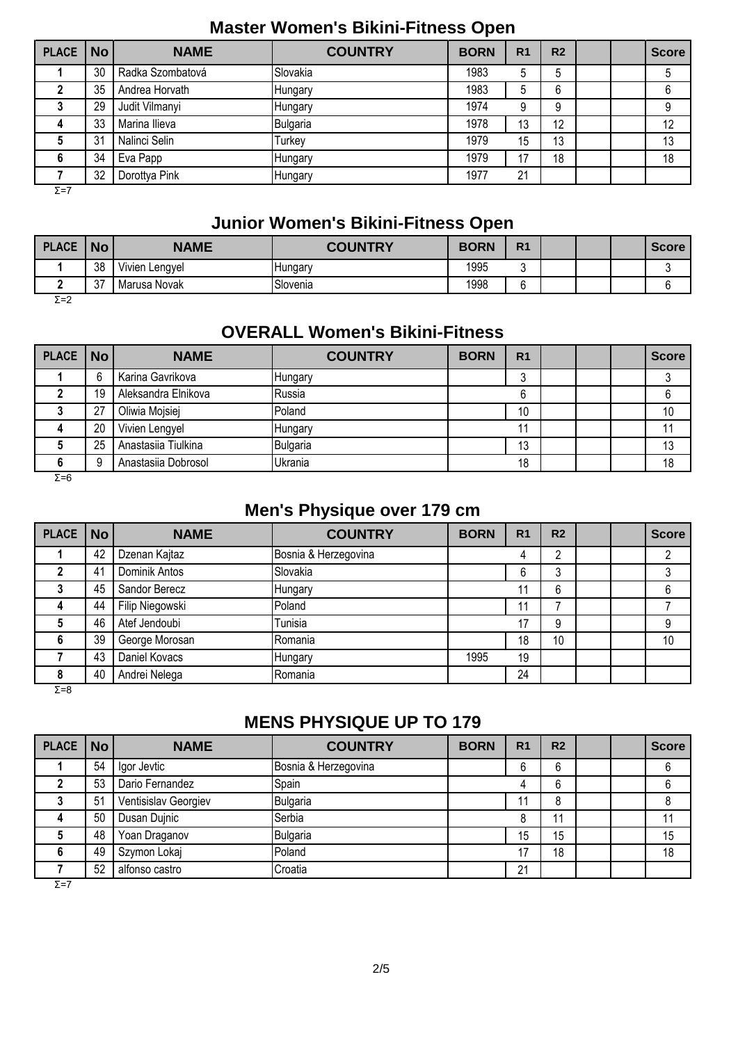## Master Women's Bikini-Fitness Open

| PLACE | No | NAME | COUNTRY | BORN | R1 | R2 | | | Score |
|---|---|---|---|---|---|---|---|---|---|
| 1 | 30 | Radka Szombatová | Slovakia | 1983 | 5 | 5 | | | 5 |
| 2 | 35 | Andrea Horvath | Hungary | 1983 | 5 | 6 | | | 6 |
| 3 | 29 | Judit Vilmanyi | Hungary | 1974 | 9 | 9 | | | 9 |
| 4 | 33 | Marina Ilieva | Bulgaria | 1978 | 13 | 12 | | | 12 |
| 5 | 31 | Nalinci Selin | Turkey | 1979 | 15 | 13 | | | 13 |
| 6 | 34 | Eva Papp | Hungary | 1979 | 17 | 18 | | | 18 |
| 7 | 32 | Dorottya Pink | Hungary | 1977 | 21 | | | | |

Σ=7

## Junior Women's Bikini-Fitness Open

| PLACE | No | NAME | COUNTRY | BORN | R1 | | | | Score |
|---|---|---|---|---|---|---|---|---|---|
| 1 | 38 | Vivien Lengyel | Hungary | 1995 | 3 | | | | 3 |
| 2 | 37 | Marusa Novak | Slovenia | 1998 | 6 | | | | 6 |

Σ=2

## OVERALL Women's Bikini-Fitness

| PLACE | No | NAME | COUNTRY | BORN | R1 | | | | Score |
|---|---|---|---|---|---|---|---|---|---|
| 1 | 6 | Karina Gavrikova | Hungary | | 3 | | | | 3 |
| 2 | 19 | Aleksandra Elnikova | Russia | | 6 | | | | 6 |
| 3 | 27 | Oliwia Mojsiej | Poland | | 10 | | | | 10 |
| 4 | 20 | Vivien Lengyel | Hungary | | 11 | | | | 11 |
| 5 | 25 | Anastasiia Tiulkina | Bulgaria | | 13 | | | | 13 |
| 6 | 9 | Anastasiia Dobrosol | Ukrania | | 18 | | | | 18 |

Σ=6

## Men's Physique over 179 cm

| PLACE | No | NAME | COUNTRY | BORN | R1 | R2 | | | Score |
|---|---|---|---|---|---|---|---|---|---|
| 1 | 42 | Dzenan Kajtaz | Bosnia & Herzegovina | | 4 | 2 | | | 2 |
| 2 | 41 | Dominik Antos | Slovakia | | 6 | 3 | | | 3 |
| 3 | 45 | Sandor Berecz | Hungary | | 11 | 6 | | | 6 |
| 4 | 44 | Filip Niegowski | Poland | | 11 | 7 | | | 7 |
| 5 | 46 | Atef Jendoubi | Tunisia | | 17 | 9 | | | 9 |
| 6 | 39 | George Morosan | Romania | | 18 | 10 | | | 10 |
| 7 | 43 | Daniel Kovacs | Hungary | 1995 | 19 | | | | |
| 8 | 40 | Andrei Nelega | Romania | | 24 | | | | |

Σ=8

## MENS PHYSIQUE UP TO 179

| PLACE | No | NAME | COUNTRY | BORN | R1 | R2 | | | Score |
|---|---|---|---|---|---|---|---|---|---|
| 1 | 54 | Igor Jevtic | Bosnia & Herzegovina | | 6 | 6 | | | 6 |
| 2 | 53 | Dario Fernandez | Spain | | 4 | 6 | | | 6 |
| 3 | 51 | Ventisislav Georgiev | Bulgaria | | 11 | 8 | | | 8 |
| 4 | 50 | Dusan Dujnic | Serbia | | 8 | 11 | | | 11 |
| 5 | 48 | Yoan Draganov | Bulgaria | | 15 | 15 | | | 15 |
| 6 | 49 | Szymon Lokaj | Poland | | 17 | 18 | | | 18 |
| 7 | 52 | alfonso castro | Croatia | | 21 | | | | |

Σ=7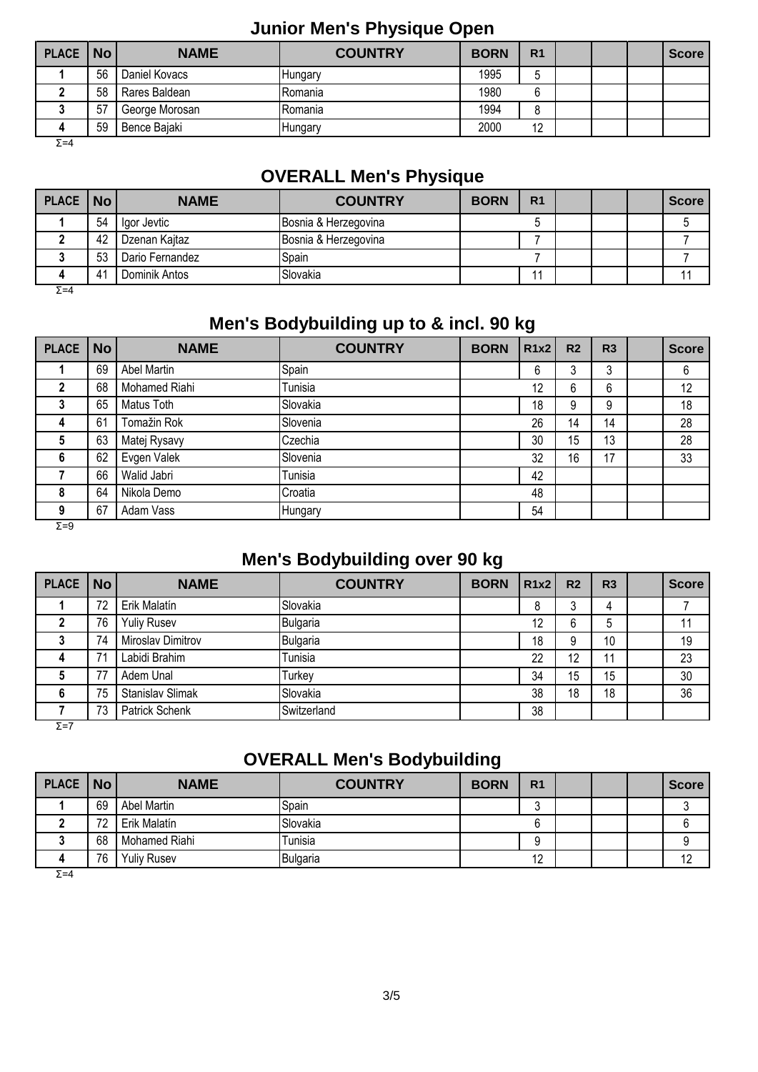## Junior Men's Physique Open

| PLACE | No | NAME | COUNTRY | BORN | R1 | | | | Score |
|---|---|---|---|---|---|---|---|---|---|
| 1 | 56 | Daniel Kovacs | Hungary | 1995 | 5 | | | | |
| 2 | 58 | Rares Baldean | Romania | 1980 | 6 | | | | |
| 3 | 57 | George Morosan | Romania | 1994 | 8 | | | | |
| 4 | 59 | Bence Bajaki | Hungary | 2000 | 12 | | | | |

Σ=4

## OVERALL Men's Physique

| PLACE | No | NAME | COUNTRY | BORN | R1 | | | | Score |
|---|---|---|---|---|---|---|---|---|---|
| 1 | 54 | Igor Jevtic | Bosnia & Herzegovina | | 5 | | | | 5 |
| 2 | 42 | Dzenan Kajtaz | Bosnia & Herzegovina | | 7 | | | | 7 |
| 3 | 53 | Dario Fernandez | Spain | | 7 | | | | 7 |
| 4 | 41 | Dominik Antos | Slovakia | | 11 | | | | 11 |

Σ=4

## Men's Bodybuilding up to & incl. 90 kg

| PLACE | No | NAME | COUNTRY | BORN | R1x2 | R2 | R3 | | Score |
|---|---|---|---|---|---|---|---|---|---|
| 1 | 69 | Abel Martin | Spain | | 6 | 3 | 3 | | 6 |
| 2 | 68 | Mohamed Riahi | Tunisia | | 12 | 6 | 6 | | 12 |
| 3 | 65 | Matus Toth | Slovakia | | 18 | 9 | 9 | | 18 |
| 4 | 61 | Tomažin Rok | Slovenia | | 26 | 14 | 14 | | 28 |
| 5 | 63 | Matej Rysavy | Czechia | | 30 | 15 | 13 | | 28 |
| 6 | 62 | Evgen Valek | Slovenia | | 32 | 16 | 17 | | 33 |
| 7 | 66 | Walid Jabri | Tunisia | | 42 | | | | |
| 8 | 64 | Nikola Demo | Croatia | | 48 | | | | |
| 9 | 67 | Adam Vass | Hungary | | 54 | | | | |

Σ=9

## Men's Bodybuilding over 90 kg

| PLACE | No | NAME | COUNTRY | BORN | R1x2 | R2 | R3 | | Score |
|---|---|---|---|---|---|---|---|---|---|
| 1 | 72 | Erik Malatín | Slovakia | | 8 | 3 | 4 | | 7 |
| 2 | 76 | Yuliy Rusev | Bulgaria | | 12 | 6 | 5 | | 11 |
| 3 | 74 | Miroslav Dimitrov | Bulgaria | | 18 | 9 | 10 | | 19 |
| 4 | 71 | Labidi Brahim | Tunisia | | 22 | 12 | 11 | | 23 |
| 5 | 77 | Adem Unal | Turkey | | 34 | 15 | 15 | | 30 |
| 6 | 75 | Stanislav Slimak | Slovakia | | 38 | 18 | 18 | | 36 |
| 7 | 73 | Patrick Schenk | Switzerland | | 38 | | | | |

Σ=7

## OVERALL Men's Bodybuilding

| PLACE | No | NAME | COUNTRY | BORN | R1 | | | | Score |
|---|---|---|---|---|---|---|---|---|---|
| 1 | 69 | Abel Martin | Spain | | 3 | | | | 3 |
| 2 | 72 | Erik Malatín | Slovakia | | 6 | | | | 6 |
| 3 | 68 | Mohamed Riahi | Tunisia | | 9 | | | | 9 |
| 4 | 76 | Yuliy Rusev | Bulgaria | | 12 | | | | 12 |

Σ=4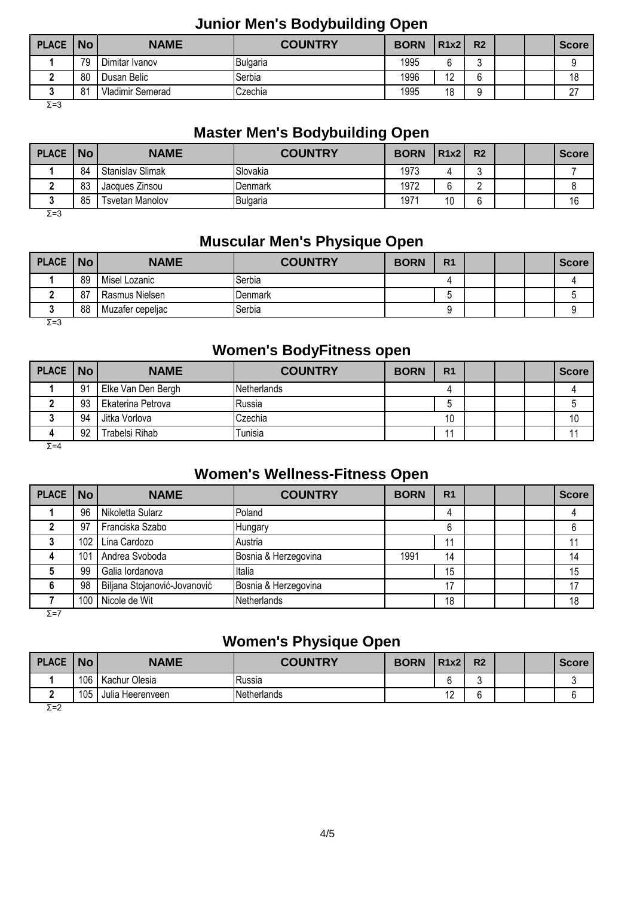## Junior Men's Bodybuilding Open

| PLACE | No | NAME | COUNTRY | BORN | R1x2 | R2 | | | Score |
|---|---|---|---|---|---|---|---|---|---|
| 1 | 79 | Dimitar Ivanov | Bulgaria | 1995 | 6 | 3 | | | 9 |
| 2 | 80 | Dusan Belic | Serbia | 1996 | 12 | 6 | | | 18 |
| 3 | 81 | Vladimir Semerad | Czechia | 1995 | 18 | 9 | | | 27 |

Σ=3

## Master Men's Bodybuilding Open

| PLACE | No | NAME | COUNTRY | BORN | R1x2 | R2 | | | Score |
|---|---|---|---|---|---|---|---|---|---|
| 1 | 84 | Stanislav Slimak | Slovakia | 1973 | 4 | 3 | | | 7 |
| 2 | 83 | Jacques Zinsou | Denmark | 1972 | 6 | 2 | | | 8 |
| 3 | 85 | Tsvetan Manolov | Bulgaria | 1971 | 10 | 6 | | | 16 |

Σ=3

## Muscular Men's Physique Open

| PLACE | No | NAME | COUNTRY | BORN | R1 | | | | Score |
|---|---|---|---|---|---|---|---|---|---|
| 1 | 89 | Misel Lozanic | Serbia | | 4 | | | | 4 |
| 2 | 87 | Rasmus Nielsen | Denmark | | 5 | | | | 5 |
| 3 | 88 | Muzafer cepeljac | Serbia | | 9 | | | | 9 |

Σ=3

## Women's BodyFitness open

| PLACE | No | NAME | COUNTRY | BORN | R1 | | | | Score |
|---|---|---|---|---|---|---|---|---|---|
| 1 | 91 | Elke Van Den Bergh | Netherlands | | 4 | | | | 4 |
| 2 | 93 | Ekaterina Petrova | Russia | | 5 | | | | 5 |
| 3 | 94 | Jitka Vorlova | Czechia | | 10 | | | | 10 |
| 4 | 92 | Trabelsi Rihab | Tunisia | | 11 | | | | 11 |

Σ=4

## Women's Wellness-Fitness Open

| PLACE | No | NAME | COUNTRY | BORN | R1 | | | | Score |
|---|---|---|---|---|---|---|---|---|---|
| 1 | 96 | Nikoletta Sularz | Poland | | 4 | | | | 4 |
| 2 | 97 | Franciska Szabo | Hungary | | 6 | | | | 6 |
| 3 | 102 | Lina Cardozo | Austria | | 11 | | | | 11 |
| 4 | 101 | Andrea Svoboda | Bosnia & Herzegovina | 1991 | 14 | | | | 14 |
| 5 | 99 | Galia Iordanova | Italia | | 15 | | | | 15 |
| 6 | 98 | Biljana Stojanović-Jovanović | Bosnia & Herzegovina | | 17 | | | | 17 |
| 7 | 100 | Nicole de Wit | Netherlands | | 18 | | | | 18 |

Σ=7

## Women's Physique Open

| PLACE | No | NAME | COUNTRY | BORN | R1x2 | R2 | | | Score |
|---|---|---|---|---|---|---|---|---|---|
| 1 | 106 | Kachur Olesia | Russia | | 6 | 3 | | | 3 |
| 2 | 105 | Julia Heerenveen | Netherlands | | 12 | 6 | | | 6 |

Σ=2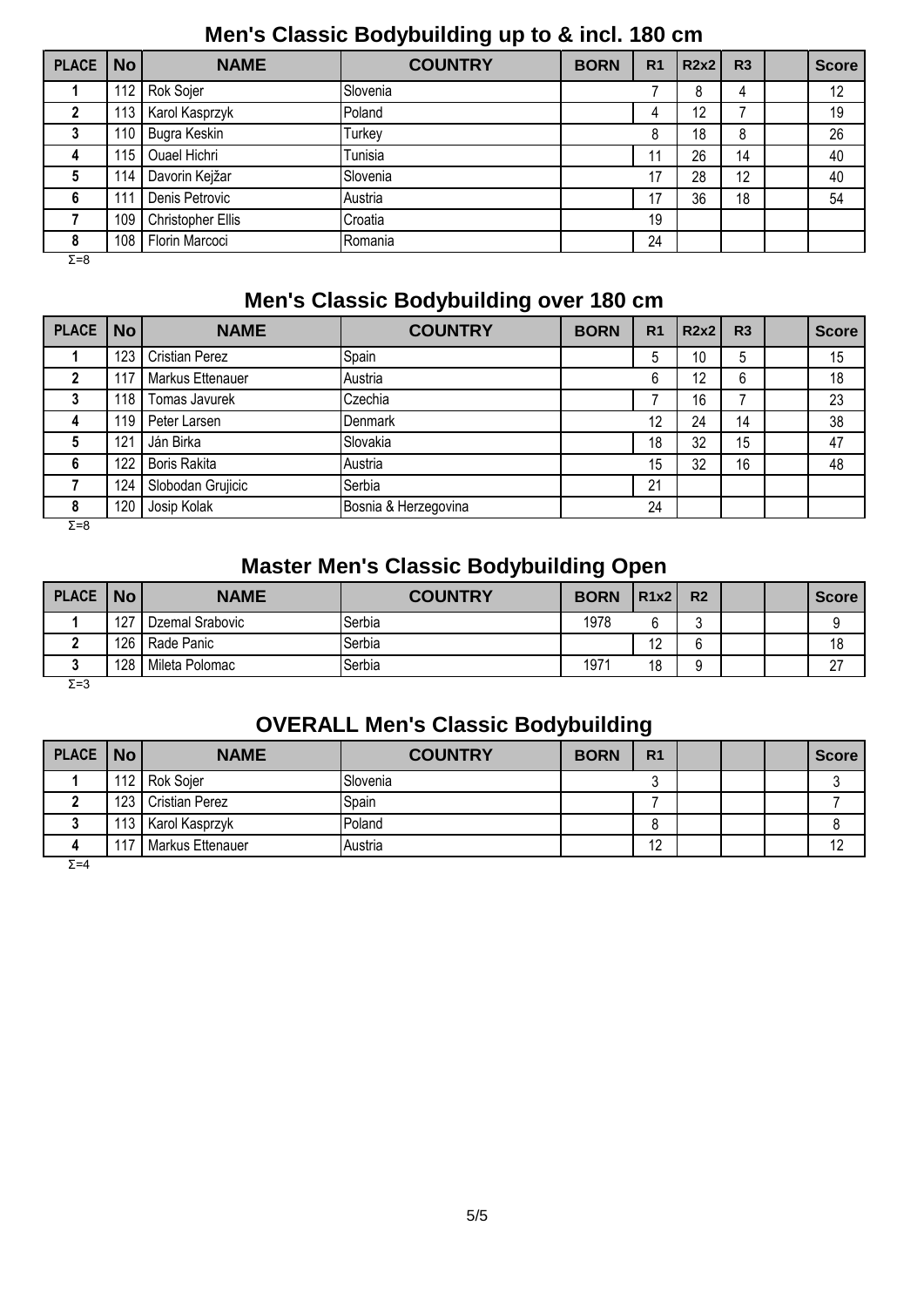## Men's Classic Bodybuilding up to & incl. 180 cm

| PLACE | No | NAME | COUNTRY | BORN | R1 | R2x2 | R3 | | Score |
|---|---|---|---|---|---|---|---|---|---|
| 1 | 112 | Rok Sojer | Slovenia | | 7 | 8 | 4 | | 12 |
| 2 | 113 | Karol Kasprzyk | Poland | | 4 | 12 | 7 | | 19 |
| 3 | 110 | Bugra Keskin | Turkey | | 8 | 18 | 8 | | 26 |
| 4 | 115 | Ouael Hichri | Tunisia | | 11 | 26 | 14 | | 40 |
| 5 | 114 | Davorin Kejžar | Slovenia | | 17 | 28 | 12 | | 40 |
| 6 | 111 | Denis Petrovic | Austria | | 17 | 36 | 18 | | 54 |
| 7 | 109 | Christopher Ellis | Croatia | | 19 | | | | |
| 8 | 108 | Florin Marcoci | Romania | | 24 | | | | |

Σ=8

## Men's Classic Bodybuilding over 180 cm

| PLACE | No | NAME | COUNTRY | BORN | R1 | R2x2 | R3 | | Score |
|---|---|---|---|---|---|---|---|---|---|
| 1 | 123 | Cristian Perez | Spain | | 5 | 10 | 5 | | 15 |
| 2 | 117 | Markus Ettenauer | Austria | | 6 | 12 | 6 | | 18 |
| 3 | 118 | Tomas Javurek | Czechia | | 7 | 16 | 7 | | 23 |
| 4 | 119 | Peter Larsen | Denmark | | 12 | 24 | 14 | | 38 |
| 5 | 121 | Ján Birka | Slovakia | | 18 | 32 | 15 | | 47 |
| 6 | 122 | Boris Rakita | Austria | | 15 | 32 | 16 | | 48 |
| 7 | 124 | Slobodan Grujicic | Serbia | | 21 | | | | |
| 8 | 120 | Josip Kolak | Bosnia & Herzegovina | | 24 | | | | |

Σ=8

## Master Men's Classic Bodybuilding Open

| PLACE | No | NAME | COUNTRY | BORN | R1x2 | R2 | | | Score |
|---|---|---|---|---|---|---|---|---|---|
| 1 | 127 | Dzemal Srabovic | Serbia | 1978 | 6 | 3 | | | 9 |
| 2 | 126 | Rade Panic | Serbia | | 12 | 6 | | | 18 |
| 3 | 128 | Mileta Polomac | Serbia | 1971 | 18 | 9 | | | 27 |

Σ=3

## OVERALL Men's Classic Bodybuilding

| PLACE | No | NAME | COUNTRY | BORN | R1 | | | | Score |
|---|---|---|---|---|---|---|---|---|---|
| 1 | 112 | Rok Sojer | Slovenia | | 3 | | | | 3 |
| 2 | 123 | Cristian Perez | Spain | | 7 | | | | 7 |
| 3 | 113 | Karol Kasprzyk | Poland | | 8 | | | | 8 |
| 4 | 117 | Markus Ettenauer | Austria | | 12 | | | | 12 |

Σ=4